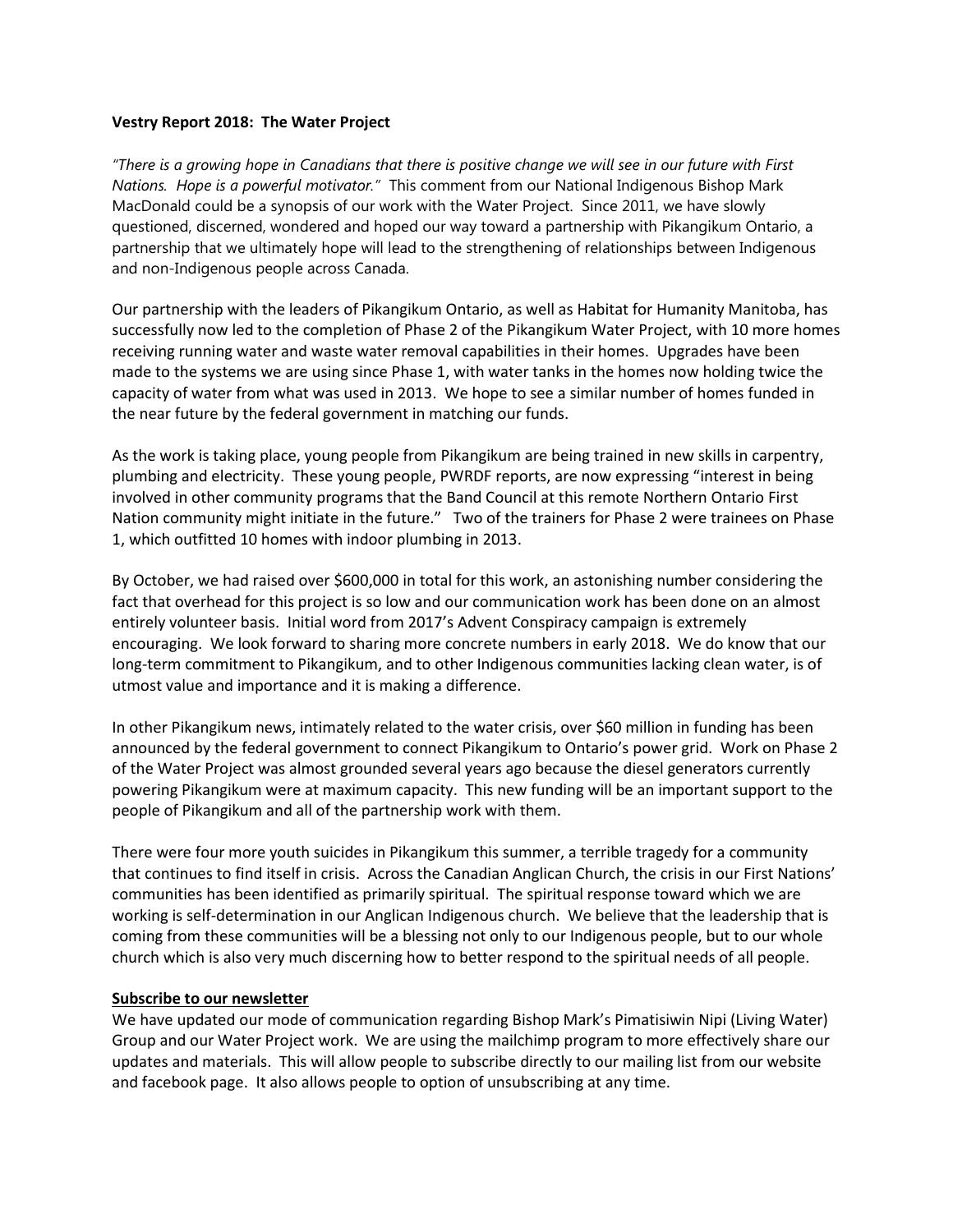**Vestry Report 2018: The Water Project**

*"There is a growing hope in Canadians that there is positive change we will see in our future with First Nations. Hope is a powerful motivator."* This comment from our National Indigenous Bishop Mark MacDonald could be a synopsis of our work with the Water Project. Since 2011, we have slowly questioned, discerned, wondered and hoped our way toward a partnership with Pikangikum Ontario, a partnership that we ultimately hope will lead to the strengthening of relationships between Indigenous and non-Indigenous people across Canada.

Our partnership with the leaders of Pikangikum Ontario, as well as Habitat for Humanity Manitoba, has successfully now led to the completion of Phase 2 of the Pikangikum Water Project, with 10 more homes receiving running water and waste water removal capabilities in their homes. Upgrades have been made to the systems we are using since Phase 1, with water tanks in the homes now holding twice the capacity of water from what was used in 2013. We hope to see a similar number of homes funded in the near future by the federal government in matching our funds.

As the work is taking place, young people from Pikangikum are being trained in new skills in carpentry, plumbing and electricity. These young people, PWRDF reports, are now expressing "interest in being involved in other community programs that the Band Council at this remote Northern Ontario First Nation community might initiate in the future." Two of the trainers for Phase 2 were trainees on Phase 1, which outfitted 10 homes with indoor plumbing in 2013.

By October, we had raised over $600,000 in total for this work, an astonishing number considering the fact that overhead for this project is so low and our communication work has been done on an almost entirely volunteer basis. Initial word from 2017's Advent Conspiracy campaign is extremely encouraging. We look forward to sharing more concrete numbers in early 2018. We do know that our long-term commitment to Pikangikum, and to other Indigenous communities lacking clean water, is of utmost value and importance and it is making a difference.

In other Pikangikum news, intimately related to the water crisis, over $60 million in funding has been announced by the federal government to connect Pikangikum to Ontario's power grid. Work on Phase 2 of the Water Project was almost grounded several years ago because the diesel generators currently powering Pikangikum were at maximum capacity. This new funding will be an important support to the people of Pikangikum and all of the partnership work with them.

There were four more youth suicides in Pikangikum this summer, a terrible tragedy for a community that continues to find itself in crisis. Across the Canadian Anglican Church, the crisis in our First Nations' communities has been identified as primarily spiritual. The spiritual response toward which we are working is self-determination in our Anglican Indigenous church. We believe that the leadership that is coming from these communities will be a blessing not only to our Indigenous people, but to our whole church which is also very much discerning how to better respond to the spiritual needs of all people.

**Subscribe to our newsletter**

We have updated our mode of communication regarding Bishop Mark's Pimatisiwin Nipi (Living Water) Group and our Water Project work. We are using the mailchimp program to more effectively share our updates and materials. This will allow people to subscribe directly to our mailing list from our website and facebook page. It also allows people to option of unsubscribing at any time.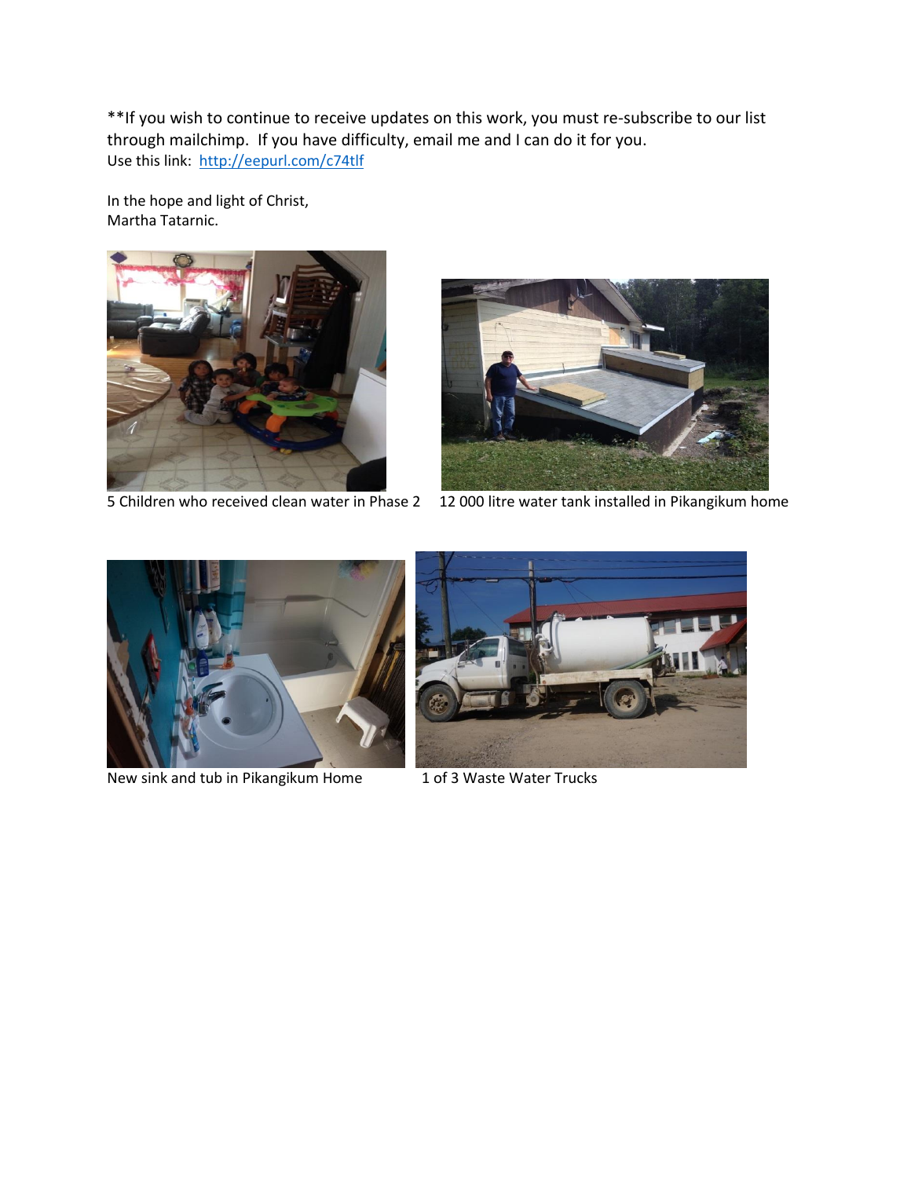**If you wish to continue to receive updates on this work, you must re-subscribe to our list through mailchimp. If you have difficulty, email me and I can do it for you.
Use this link: http://eepurl.com/c74tlf

In the hope and light of Christ,
Martha Tatarnic.

5 Children who received clean water in Phase 2

12 000 litre water tank installed in Pikangikum home

New sink and tub in Pikangikum Home

1 of 3 Waste Water Trucks